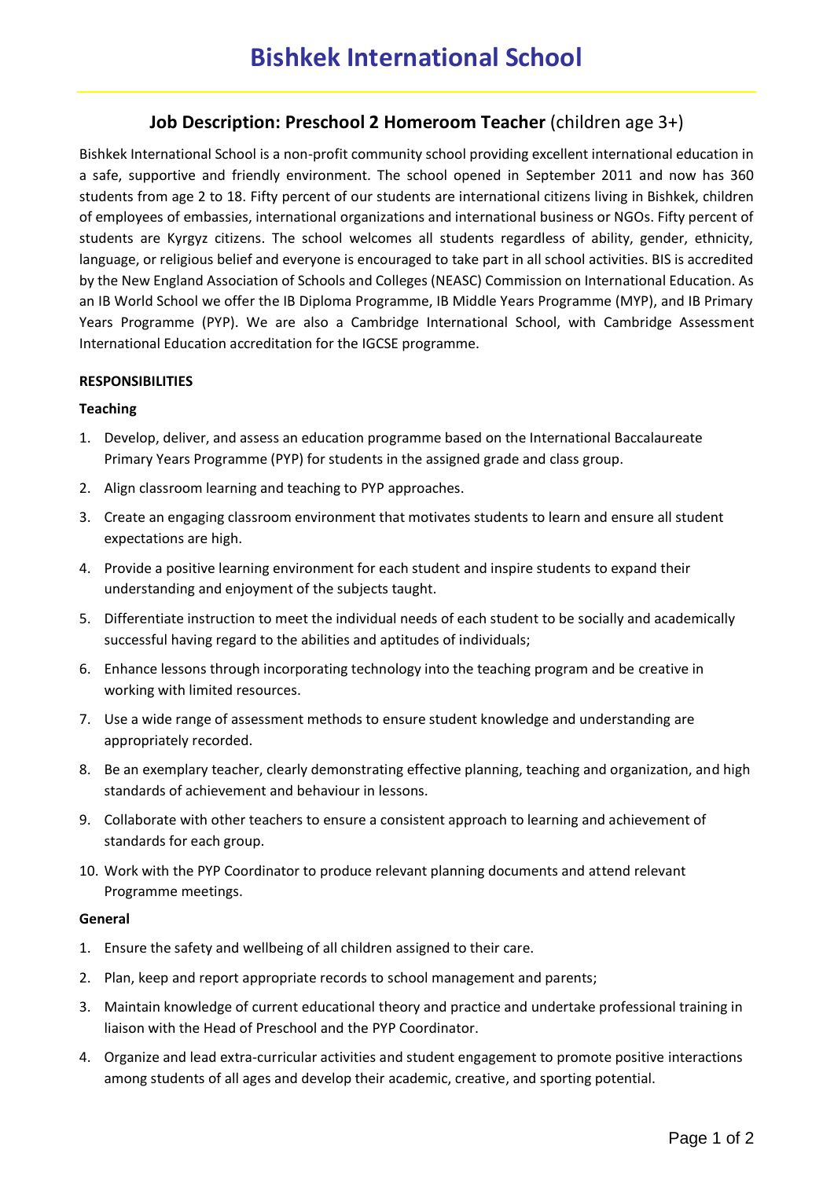# Bishkek International School

## Job Description: Preschool 2 Homeroom Teacher (children age 3+)

Bishkek International School is a non-profit community school providing excellent international education in a safe, supportive and friendly environment. The school opened in September 2011 and now has 360 students from age 2 to 18. Fifty percent of our students are international citizens living in Bishkek, children of employees of embassies, international organizations and international business or NGOs. Fifty percent of students are Kyrgyz citizens. The school welcomes all students regardless of ability, gender, ethnicity, language, or religious belief and everyone is encouraged to take part in all school activities. BIS is accredited by the New England Association of Schools and Colleges (NEASC) Commission on International Education. As an IB World School we offer the IB Diploma Programme, IB Middle Years Programme (MYP), and IB Primary Years Programme (PYP). We are also a Cambridge International School, with Cambridge Assessment International Education accreditation for the IGCSE programme.

**RESPONSIBILITIES**

**Teaching**

1. Develop, deliver, and assess an education programme based on the International Baccalaureate Primary Years Programme (PYP) for students in the assigned grade and class group.
2. Align classroom learning and teaching to PYP approaches.
3. Create an engaging classroom environment that motivates students to learn and ensure all student expectations are high.
4. Provide a positive learning environment for each student and inspire students to expand their understanding and enjoyment of the subjects taught.
5. Differentiate instruction to meet the individual needs of each student to be socially and academically successful having regard to the abilities and aptitudes of individuals;
6. Enhance lessons through incorporating technology into the teaching program and be creative in working with limited resources.
7. Use a wide range of assessment methods to ensure student knowledge and understanding are appropriately recorded.
8. Be an exemplary teacher, clearly demonstrating effective planning, teaching and organization, and high standards of achievement and behaviour in lessons.
9. Collaborate with other teachers to ensure a consistent approach to learning and achievement of standards for each group.
10. Work with the PYP Coordinator to produce relevant planning documents and attend relevant Programme meetings.

**General**

1. Ensure the safety and wellbeing of all children assigned to their care.
2. Plan, keep and report appropriate records to school management and parents;
3. Maintain knowledge of current educational theory and practice and undertake professional training in liaison with the Head of Preschool and the PYP Coordinator.
4. Organize and lead extra-curricular activities and student engagement to promote positive interactions among students of all ages and develop their academic, creative, and sporting potential.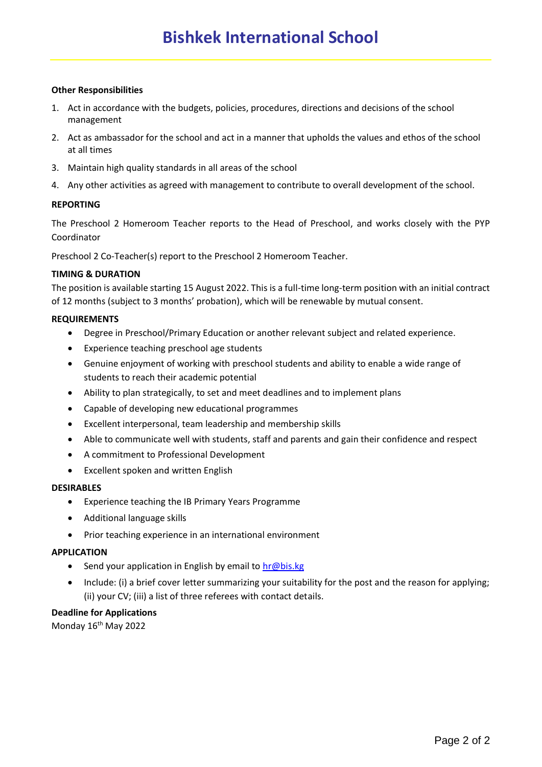**Other Responsibilities**

1. Act in accordance with the budgets, policies, procedures, directions and decisions of the school management
2. Act as ambassador for the school and act in a manner that upholds the values and ethos of the school at all times
3. Maintain high quality standards in all areas of the school
4. Any other activities as agreed with management to contribute to overall development of the school.

**REPORTING**

The Preschool 2 Homeroom Teacher reports to the Head of Preschool, and works closely with the PYP Coordinator

Preschool 2 Co-Teacher(s) report to the Preschool 2 Homeroom Teacher.

**TIMING & DURATION**

The position is available starting 15 August 2022. This is a full-time long-term position with an initial contract of 12 months (subject to 3 months' probation), which will be renewable by mutual consent.

**REQUIREMENTS**

- Degree in Preschool/Primary Education or another relevant subject and related experience.
- Experience teaching preschool age students
- Genuine enjoyment of working with preschool students and ability to enable a wide range of students to reach their academic potential
- Ability to plan strategically, to set and meet deadlines and to implement plans
- Capable of developing new educational programmes
- Excellent interpersonal, team leadership and membership skills
- Able to communicate well with students, staff and parents and gain their confidence and respect
- A commitment to Professional Development
- Excellent spoken and written English

**DESIRABLES**

- Experience teaching the IB Primary Years Programme
- Additional language skills
- Prior teaching experience in an international environment

**APPLICATION**

- Send your application in English by email to hr@bis.kg
- Include: (i) a brief cover letter summarizing your suitability for the post and the reason for applying; (ii) your CV; (iii) a list of three referees with contact details.

**Deadline for Applications**

Monday 16th May 2022